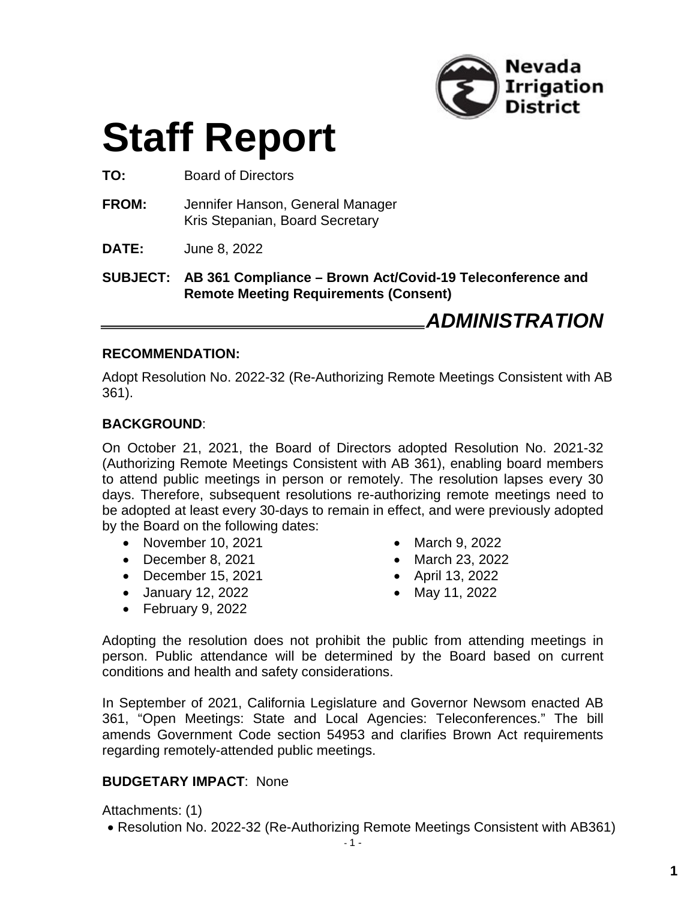Nevada Irrigation District

# Staff Report

**TO:** Board of Directors

**FROM:** Jennifer Hanson, General Manager
Kris Stepanian, Board Secretary

**DATE:** June 8, 2022

**SUBJECT: AB 361 Compliance – Brown Act/Covid-19 Teleconference and Remote Meeting Requirements (Consent)**

***ADMINISTRATION***

**RECOMMENDATION:**

Adopt Resolution No. 2022-32 (Re-Authorizing Remote Meetings Consistent with AB 361).

**BACKGROUND**:

On October 21, 2021, the Board of Directors adopted Resolution No. 2021-32 (Authorizing Remote Meetings Consistent with AB 361), enabling board members to attend public meetings in person or remotely. The resolution lapses every 30 days. Therefore, subsequent resolutions re-authorizing remote meetings need to be adopted at least every 30-days to remain in effect, and were previously adopted by the Board on the following dates:

- November 10, 2021
- December 8, 2021
- December 15, 2021
- January 12, 2022
- February 9, 2022
- March 9, 2022
- March 23, 2022
- April 13, 2022
- May 11, 2022

Adopting the resolution does not prohibit the public from attending meetings in person. Public attendance will be determined by the Board based on current conditions and health and safety considerations.

In September of 2021, California Legislature and Governor Newsom enacted AB 361, "Open Meetings: State and Local Agencies: Teleconferences." The bill amends Government Code section 54953 and clarifies Brown Act requirements regarding remotely-attended public meetings.

**BUDGETARY IMPACT**: None

Attachments: (1)

- Resolution No. 2022-32 (Re-Authorizing Remote Meetings Consistent with AB361)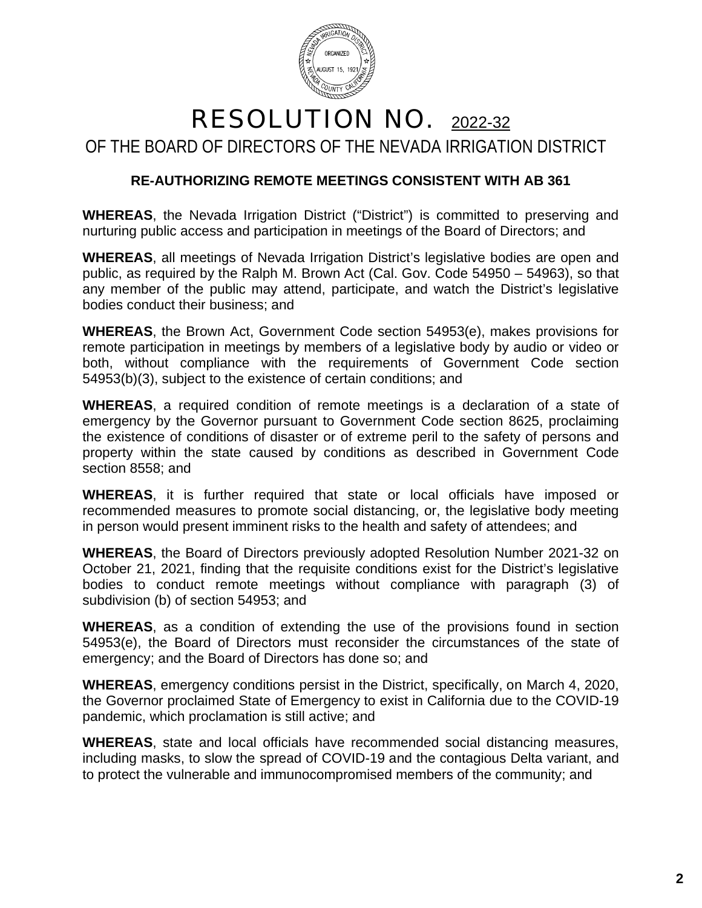# RESOLUTION NO. 2022-32

## OF THE BOARD OF DIRECTORS OF THE NEVADA IRRIGATION DISTRICT

### RE-AUTHORIZING REMOTE MEETINGS CONSISTENT WITH AB 361

**WHEREAS**, the Nevada Irrigation District ("District") is committed to preserving and nurturing public access and participation in meetings of the Board of Directors; and

**WHEREAS**, all meetings of Nevada Irrigation District's legislative bodies are open and public, as required by the Ralph M. Brown Act (Cal. Gov. Code 54950 – 54963), so that any member of the public may attend, participate, and watch the District's legislative bodies conduct their business; and

**WHEREAS**, the Brown Act, Government Code section 54953(e), makes provisions for remote participation in meetings by members of a legislative body by audio or video or both, without compliance with the requirements of Government Code section 54953(b)(3), subject to the existence of certain conditions; and

**WHEREAS**, a required condition of remote meetings is a declaration of a state of emergency by the Governor pursuant to Government Code section 8625, proclaiming the existence of conditions of disaster or of extreme peril to the safety of persons and property within the state caused by conditions as described in Government Code section 8558; and

**WHEREAS**, it is further required that state or local officials have imposed or recommended measures to promote social distancing, or, the legislative body meeting in person would present imminent risks to the health and safety of attendees; and

**WHEREAS**, the Board of Directors previously adopted Resolution Number 2021-32 on October 21, 2021, finding that the requisite conditions exist for the District's legislative bodies to conduct remote meetings without compliance with paragraph (3) of subdivision (b) of section 54953; and

**WHEREAS**, as a condition of extending the use of the provisions found in section 54953(e), the Board of Directors must reconsider the circumstances of the state of emergency; and the Board of Directors has done so; and

**WHEREAS**, emergency conditions persist in the District, specifically, on March 4, 2020, the Governor proclaimed State of Emergency to exist in California due to the COVID-19 pandemic, which proclamation is still active; and

**WHEREAS**, state and local officials have recommended social distancing measures, including masks, to slow the spread of COVID-19 and the contagious Delta variant, and to protect the vulnerable and immunocompromised members of the community; and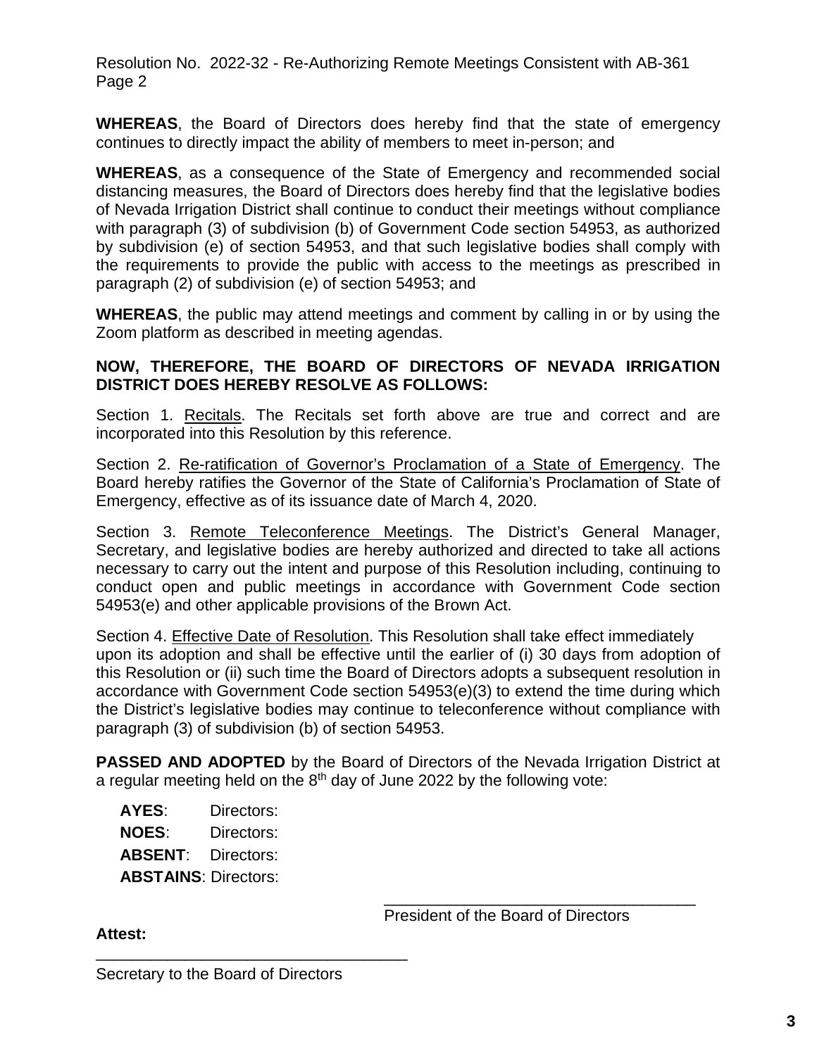**WHEREAS**, the Board of Directors does hereby find that the state of emergency continues to directly impact the ability of members to meet in-person; and

**WHEREAS**, as a consequence of the State of Emergency and recommended social distancing measures, the Board of Directors does hereby find that the legislative bodies of Nevada Irrigation District shall continue to conduct their meetings without compliance with paragraph (3) of subdivision (b) of Government Code section 54953, as authorized by subdivision (e) of section 54953, and that such legislative bodies shall comply with the requirements to provide the public with access to the meetings as prescribed in paragraph (2) of subdivision (e) of section 54953; and

**WHEREAS**, the public may attend meetings and comment by calling in or by using the Zoom platform as described in meeting agendas.

**NOW, THEREFORE, THE BOARD OF DIRECTORS OF NEVADA IRRIGATION DISTRICT DOES HEREBY RESOLVE AS FOLLOWS:**

Section 1. Recitals. The Recitals set forth above are true and correct and are incorporated into this Resolution by this reference.

Section 2. Re-ratification of Governor's Proclamation of a State of Emergency. The Board hereby ratifies the Governor of the State of California's Proclamation of State of Emergency, effective as of its issuance date of March 4, 2020.

Section 3. Remote Teleconference Meetings. The District's General Manager, Secretary, and legislative bodies are hereby authorized and directed to take all actions necessary to carry out the intent and purpose of this Resolution including, continuing to conduct open and public meetings in accordance with Government Code section 54953(e) and other applicable provisions of the Brown Act.

Section 4. Effective Date of Resolution. This Resolution shall take effect immediately upon its adoption and shall be effective until the earlier of (i) 30 days from adoption of this Resolution or (ii) such time the Board of Directors adopts a subsequent resolution in accordance with Government Code section 54953(e)(3) to extend the time during which the District's legislative bodies may continue to teleconference without compliance with paragraph (3) of subdivision (b) of section 54953.

**PASSED AND ADOPTED** by the Board of Directors of the Nevada Irrigation District at a regular meeting held on the 8th day of June 2022 by the following vote:

**AYES**: Directors:
**NOES**: Directors:
**ABSENT**: Directors:
**ABSTAINS**: Directors:

___________________________________
President of the Board of Directors

**Attest:**

___________________________________
Secretary to the Board of Directors